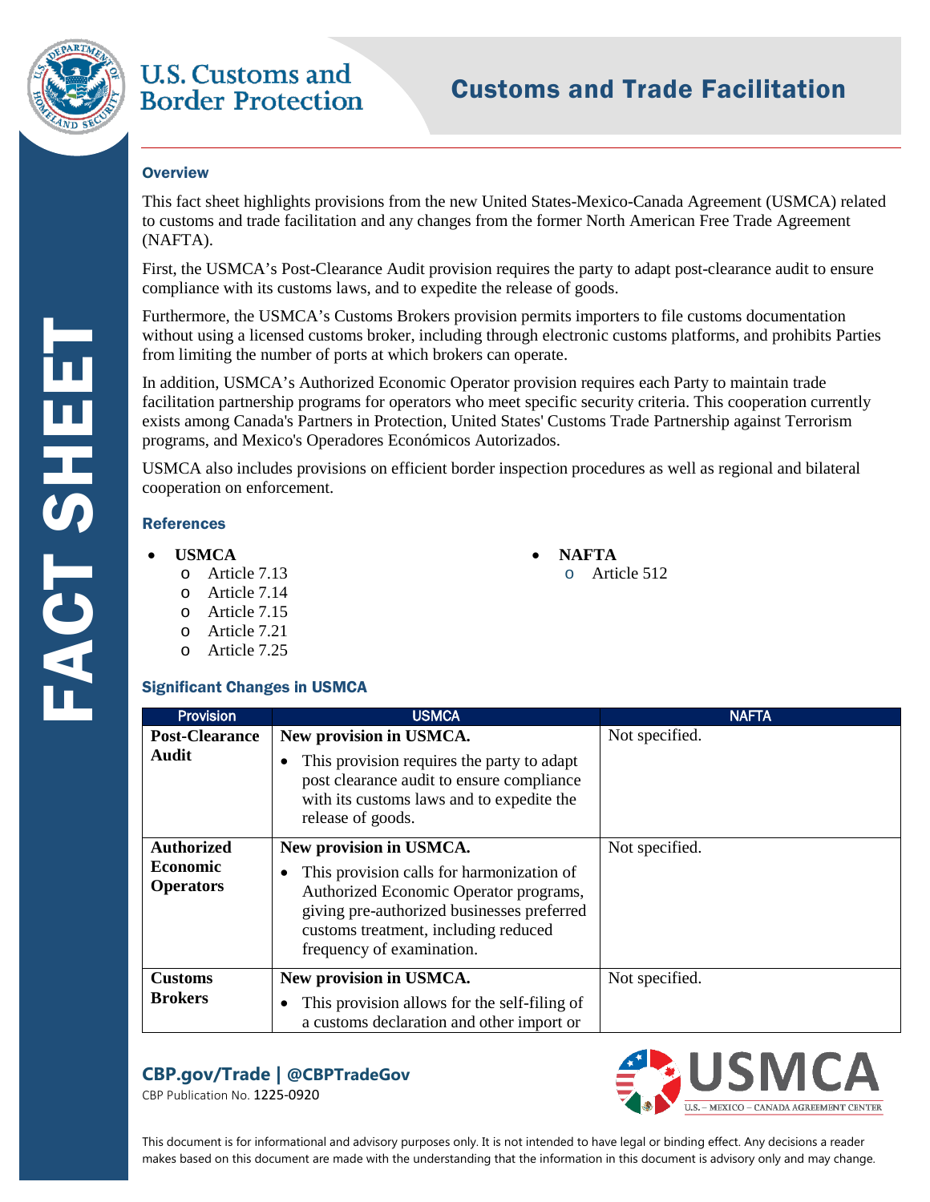# Customs and Trade Facilitation

## Overview

This fact sheet highlights provisions from the new United States-Mexico-Canada Agreement (USMCA) related to customs and trade facilitation and any changes from the former North American Free Trade Agreement (NAFTA).

First, the USMCA's Post-Clearance Audit provision requires the party to adapt post-clearance audit to ensure compliance with its customs laws, and to expedite the release of goods.

Furthermore, the USMCA's Customs Brokers provision permits importers to file customs documentation without using a licensed customs broker, including through electronic customs platforms, and prohibits Parties from limiting the number of ports at which brokers can operate.

In addition, USMCA's Authorized Economic Operator provision requires each Party to maintain trade facilitation partnership programs for operators who meet specific security criteria. This cooperation currently exists among Canada's Partners in Protection, United States' Customs Trade Partnership against Terrorism programs, and Mexico's Operadores Económicos Autorizados.

USMCA also includes provisions on efficient border inspection procedures as well as regional and bilateral cooperation on enforcement.

## References

- **USMCA**
  - Article 7.13
  - Article 7.14
  - Article 7.15
  - Article 7.21
  - Article 7.25
- **NAFTA**
  - Article 512

## Significant Changes in USMCA

| Provision | USMCA | NAFTA |
|---|---|---|
| **Post-Clearance Audit** | **New provision in USMCA.** <br> • This provision requires the party to adapt post clearance audit to ensure compliance with its customs laws and to expedite the release of goods. | Not specified. |
| **Authorized Economic Operators** | **New provision in USMCA.** <br> • This provision calls for harmonization of Authorized Economic Operator programs, giving pre-authorized businesses preferred customs treatment, including reduced frequency of examination. | Not specified. |
| **Customs Brokers** | **New provision in USMCA.** <br> • This provision allows for the self-filing of a customs declaration and other import or | Not specified. |

**CBP.gov/Trade | @CBPTradeGov**

CBP Publication No. 1225-0920

This document is for informational and advisory purposes only. It is not intended to have legal or binding effect. Any decisions a reader makes based on this document are made with the understanding that the information in this document is advisory only and may change.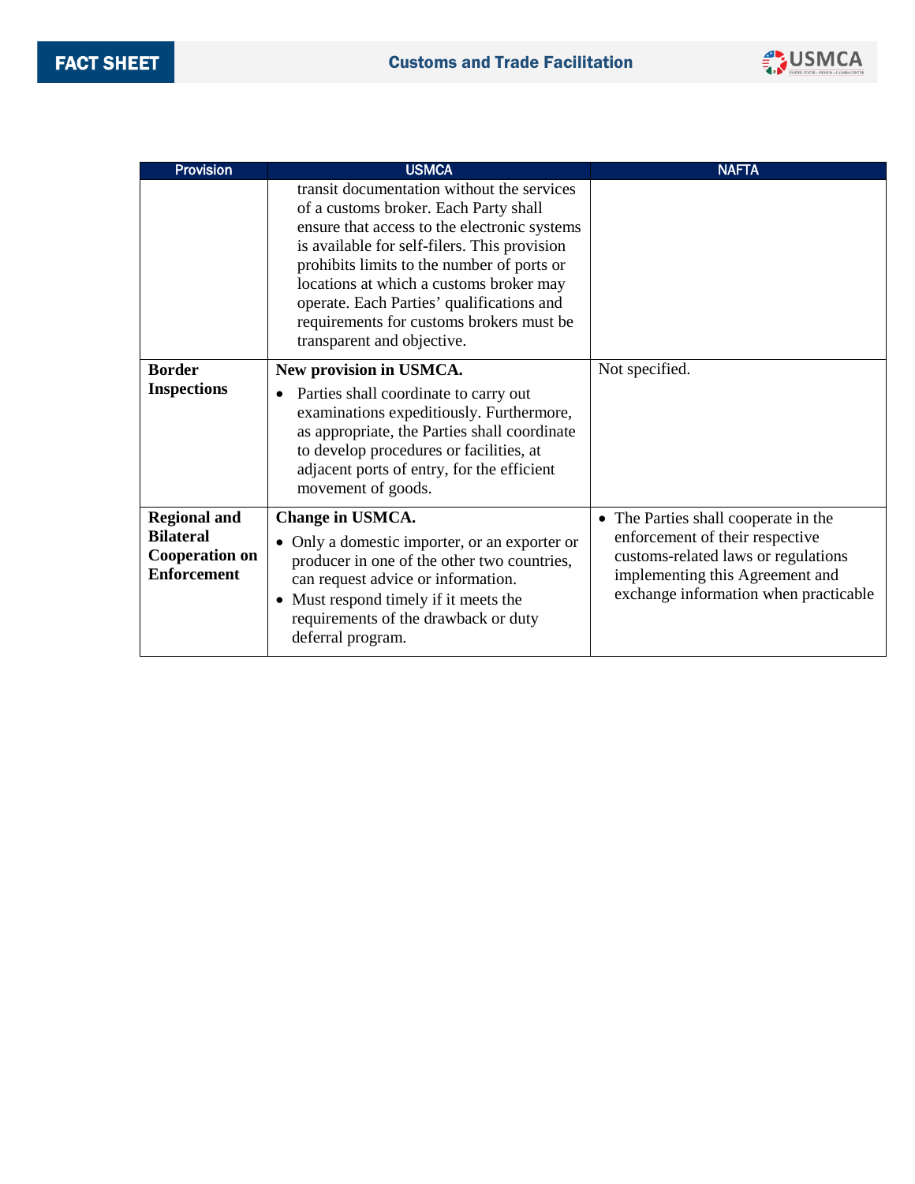| Provision | USMCA | NAFTA |
|---|---|---|
| | transit documentation without the services of a customs broker. Each Party shall ensure that access to the electronic systems is available for self-filers. This provision prohibits limits to the number of ports or locations at which a customs broker may operate. Each Parties' qualifications and requirements for customs brokers must be transparent and objective. | |
| **Border Inspections** | **New provision in USMCA.**<br>• Parties shall coordinate to carry out examinations expeditiously. Furthermore, as appropriate, the Parties shall coordinate to develop procedures or facilities, at adjacent ports of entry, for the efficient movement of goods. | Not specified. |
| **Regional and Bilateral Cooperation on Enforcement** | **Change in USMCA.**<br>• Only a domestic importer, or an exporter or producer in one of the other two countries, can request advice or information.<br>• Must respond timely if it meets the requirements of the drawback or duty deferral program. | • The Parties shall cooperate in the enforcement of their respective customs-related laws or regulations implementing this Agreement and exchange information when practicable |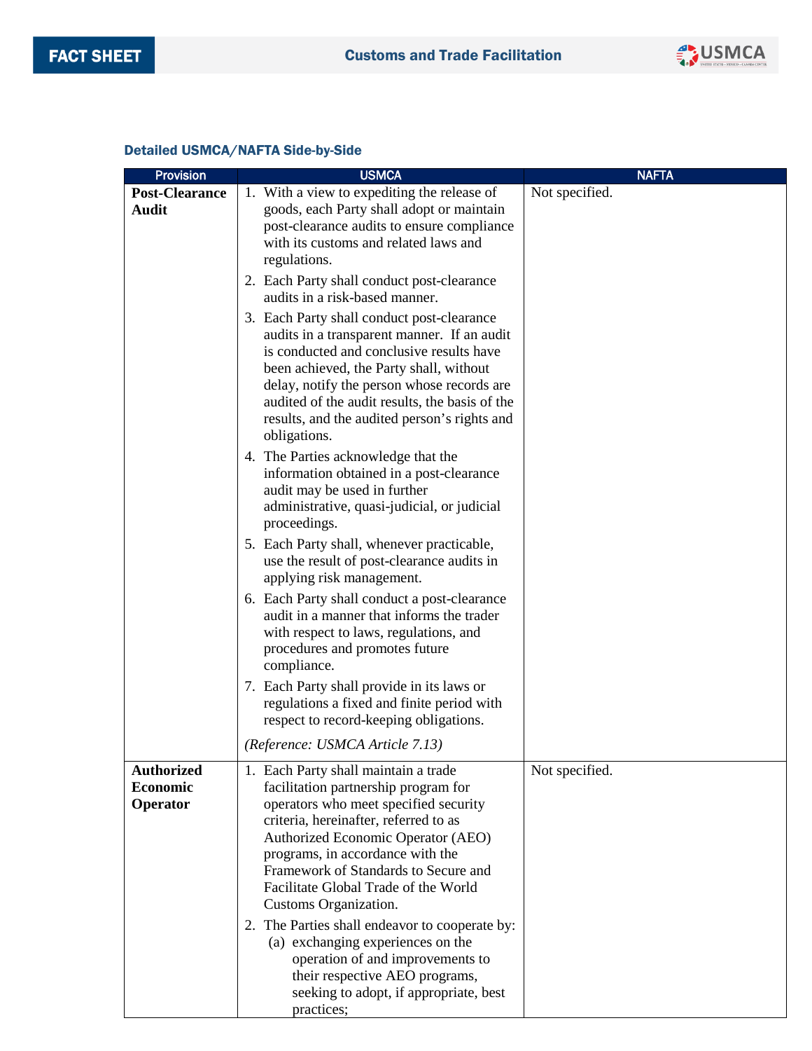### Detailed USMCA/NAFTA Side-by-Side

| Provision | USMCA | NAFTA |
|---|---|---|
| **Post-Clearance Audit** | 1. With a view to expediting the release of goods, each Party shall adopt or maintain post-clearance audits to ensure compliance with its customs and related laws and regulations.<br>2. Each Party shall conduct post-clearance audits in a risk-based manner.<br>3. Each Party shall conduct post-clearance audits in a transparent manner. If an audit is conducted and conclusive results have been achieved, the Party shall, without delay, notify the person whose records are audited of the audit results, the basis of the results, and the audited person's rights and obligations.<br>4. The Parties acknowledge that the information obtained in a post-clearance audit may be used in further administrative, quasi-judicial, or judicial proceedings.<br>5. Each Party shall, whenever practicable, use the result of post-clearance audits in applying risk management.<br>6. Each Party shall conduct a post-clearance audit in a manner that informs the trader with respect to laws, regulations, and procedures and promotes future compliance.<br>7. Each Party shall provide in its laws or regulations a fixed and finite period with respect to record-keeping obligations.<br>*(Reference: USMCA Article 7.13)* | Not specified. |
| **Authorized Economic Operator** | 1. Each Party shall maintain a trade facilitation partnership program for operators who meet specified security criteria, hereinafter, referred to as Authorized Economic Operator (AEO) programs, in accordance with the Framework of Standards to Secure and Facilitate Global Trade of the World Customs Organization.<br>2. The Parties shall endeavor to cooperate by:<br>(a) exchanging experiences on the operation of and improvements to their respective AEO programs, seeking to adopt, if appropriate, best practices; | Not specified. |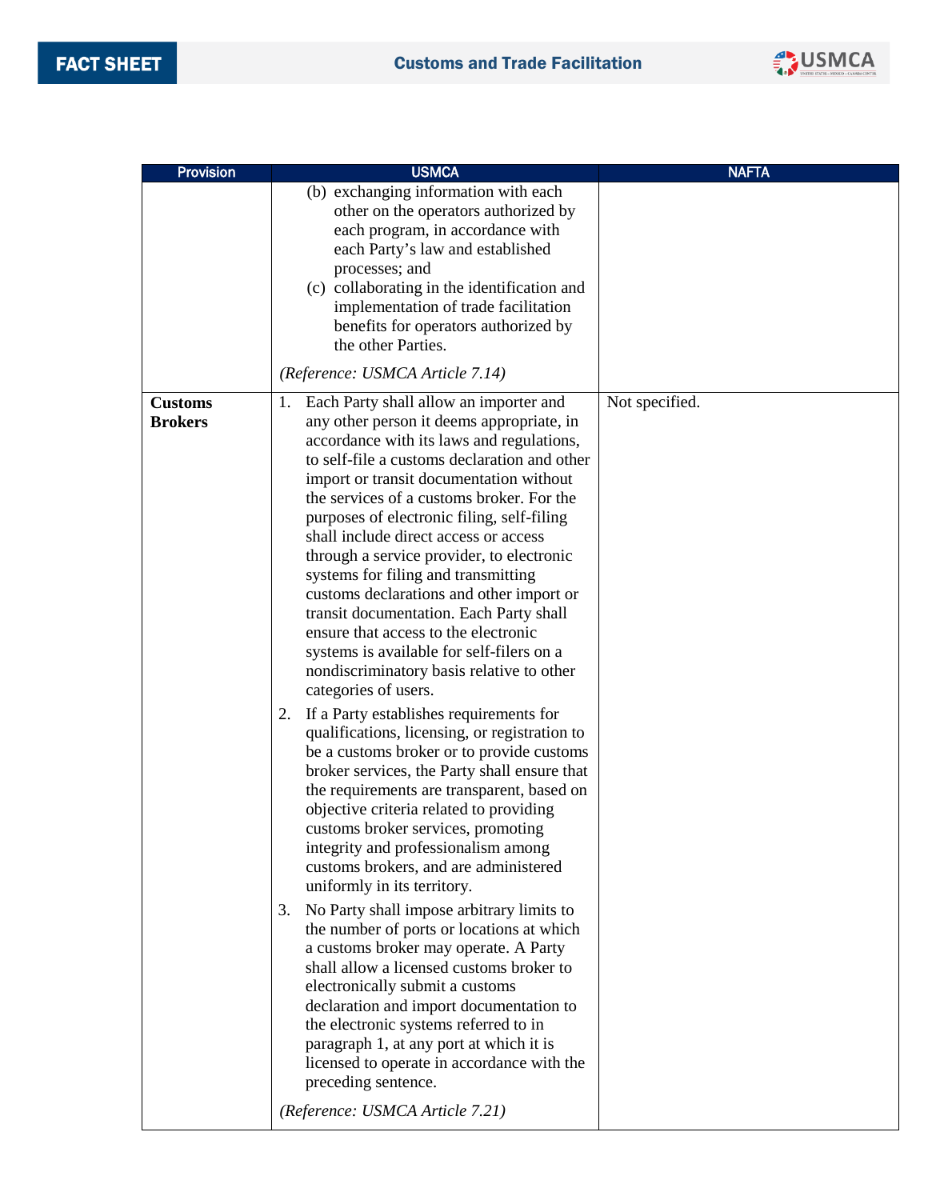| Provision | USMCA | NAFTA |
|---|---|---|
| | (b) exchanging information with each other on the operators authorized by each program, in accordance with each Party's law and established processes; and<br>(c) collaborating in the identification and implementation of trade facilitation benefits for operators authorized by the other Parties.<br><br>*(Reference: USMCA Article 7.14)* | |
| **Customs Brokers** | 1. Each Party shall allow an importer and any other person it deems appropriate, in accordance with its laws and regulations, to self-file a customs declaration and other import or transit documentation without the services of a customs broker. For the purposes of electronic filing, self-filing shall include direct access or access through a service provider, to electronic systems for filing and transmitting customs declarations and other import or transit documentation. Each Party shall ensure that access to the electronic systems is available for self-filers on a nondiscriminatory basis relative to other categories of users.<br>2. If a Party establishes requirements for qualifications, licensing, or registration to be a customs broker or to provide customs broker services, the Party shall ensure that the requirements are transparent, based on objective criteria related to providing customs broker services, promoting integrity and professionalism among customs brokers, and are administered uniformly in its territory.<br>3. No Party shall impose arbitrary limits to the number of ports or locations at which a customs broker may operate. A Party shall allow a licensed customs broker to electronically submit a customs declaration and import documentation to the electronic systems referred to in paragraph 1, at any port at which it is licensed to operate in accordance with the preceding sentence.<br><br>*(Reference: USMCA Article 7.21)* | Not specified. |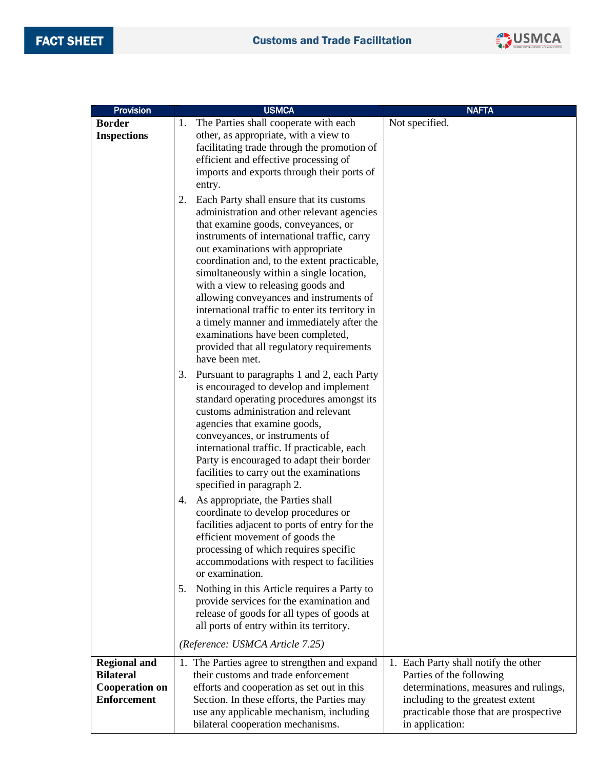| Provision | USMCA | NAFTA |
|---|---|---|
| **Border Inspections** | 1. The Parties shall cooperate with each other, as appropriate, with a view to facilitating trade through the promotion of efficient and effective processing of imports and exports through their ports of entry.<br><br>2. Each Party shall ensure that its customs administration and other relevant agencies that examine goods, conveyances, or instruments of international traffic, carry out examinations with appropriate coordination and, to the extent practicable, simultaneously within a single location, with a view to releasing goods and allowing conveyances and instruments of international traffic to enter its territory in a timely manner and immediately after the examinations have been completed, provided that all regulatory requirements have been met.<br><br>3. Pursuant to paragraphs 1 and 2, each Party is encouraged to develop and implement standard operating procedures amongst its customs administration and relevant agencies that examine goods, conveyances, or instruments of international traffic. If practicable, each Party is encouraged to adapt their border facilities to carry out the examinations specified in paragraph 2.<br><br>4. As appropriate, the Parties shall coordinate to develop procedures or facilities adjacent to ports of entry for the efficient movement of goods the processing of which requires specific accommodations with respect to facilities or examination.<br><br>5. Nothing in this Article requires a Party to provide services for the examination and release of goods for all types of goods at all ports of entry within its territory.<br><br>*(Reference: USMCA Article 7.25)* | Not specified. |
| **Regional and Bilateral Cooperation on Enforcement** | 1. The Parties agree to strengthen and expand their customs and trade enforcement efforts and cooperation as set out in this Section. In these efforts, the Parties may use any applicable mechanism, including bilateral cooperation mechanisms. | 1. Each Party shall notify the other Parties of the following determinations, measures and rulings, including to the greatest extent practicable those that are prospective in application: |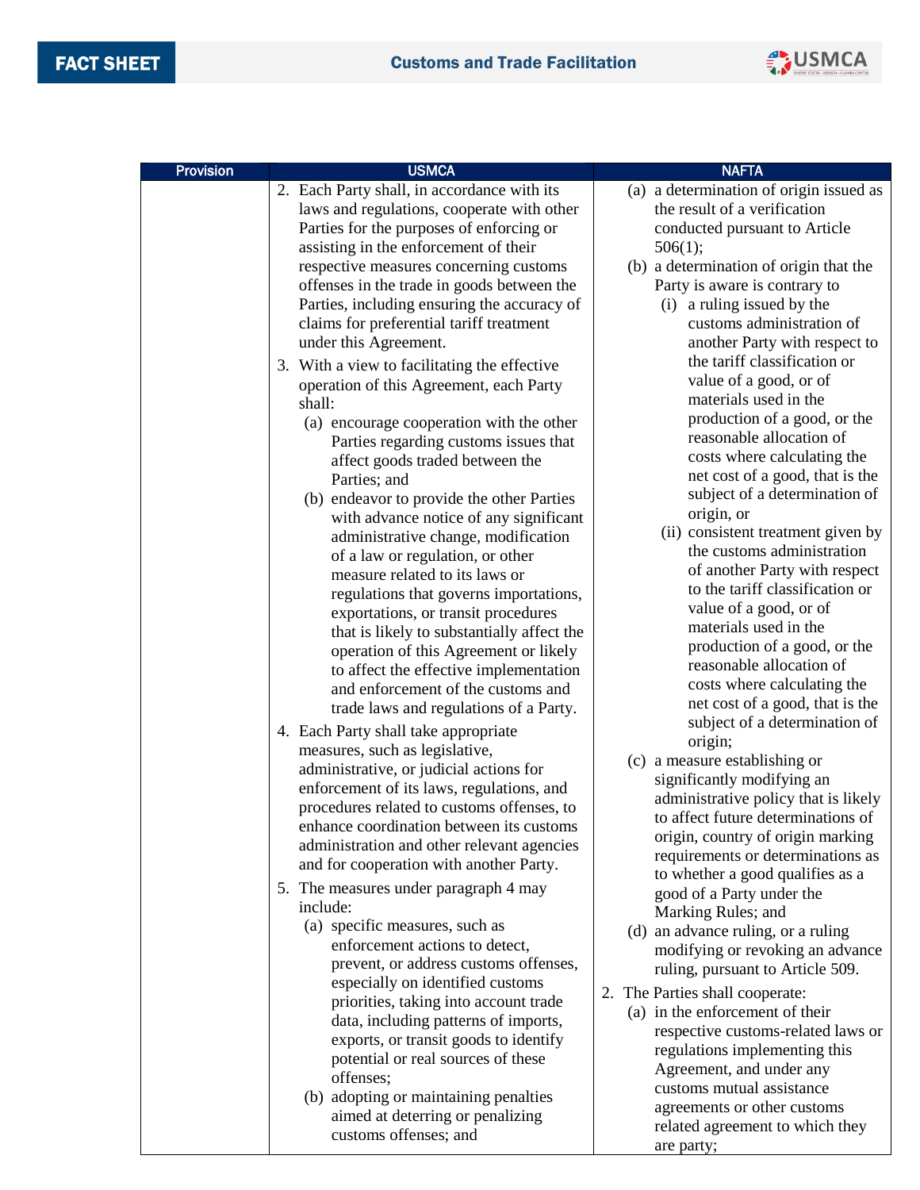| Provision | USMCA | NAFTA |
|---|---|---|
| | 2. Each Party shall, in accordance with its laws and regulations, cooperate with other Parties for the purposes of enforcing or assisting in the enforcement of their respective measures concerning customs offenses in the trade in goods between the Parties, including ensuring the accuracy of claims for preferential tariff treatment under this Agreement.<br>3. With a view to facilitating the effective operation of this Agreement, each Party shall:<br>(a) encourage cooperation with the other Parties regarding customs issues that affect goods traded between the Parties; and<br>(b) endeavor to provide the other Parties with advance notice of any significant administrative change, modification of a law or regulation, or other measure related to its laws or regulations that governs importations, exportations, or transit procedures that is likely to substantially affect the operation of this Agreement or likely to affect the effective implementation and enforcement of the customs and trade laws and regulations of a Party.<br>4. Each Party shall take appropriate measures, such as legislative, administrative, or judicial actions for enforcement of its laws, regulations, and procedures related to customs offenses, to enhance coordination between its customs administration and other relevant agencies and for cooperation with another Party.<br>5. The measures under paragraph 4 may include:<br>(a) specific measures, such as enforcement actions to detect, prevent, or address customs offenses, especially on identified customs priorities, taking into account trade data, including patterns of imports, exports, or transit goods to identify potential or real sources of these offenses;<br>(b) adopting or maintaining penalties aimed at deterring or penalizing customs offenses; and | (a) a determination of origin issued as the result of a verification conducted pursuant to Article 506(1);<br>(b) a determination of origin that the Party is aware is contrary to<br>(i) a ruling issued by the customs administration of another Party with respect to the tariff classification or value of a good, or of materials used in the production of a good, or the reasonable allocation of costs where calculating the net cost of a good, that is the subject of a determination of origin, or<br>(ii) consistent treatment given by the customs administration of another Party with respect to the tariff classification or value of a good, or of materials used in the production of a good, or the reasonable allocation of costs where calculating the net cost of a good, that is the subject of a determination of origin;<br>(c) a measure establishing or significantly modifying an administrative policy that is likely to affect future determinations of origin, country of origin marking requirements or determinations as to whether a good qualifies as a good of a Party under the Marking Rules; and<br>(d) an advance ruling, or a ruling modifying or revoking an advance ruling, pursuant to Article 509.<br>2. The Parties shall cooperate:<br>(a) in the enforcement of their respective customs-related laws or regulations implementing this Agreement, and under any customs mutual assistance agreements or other customs related agreement to which they are party; |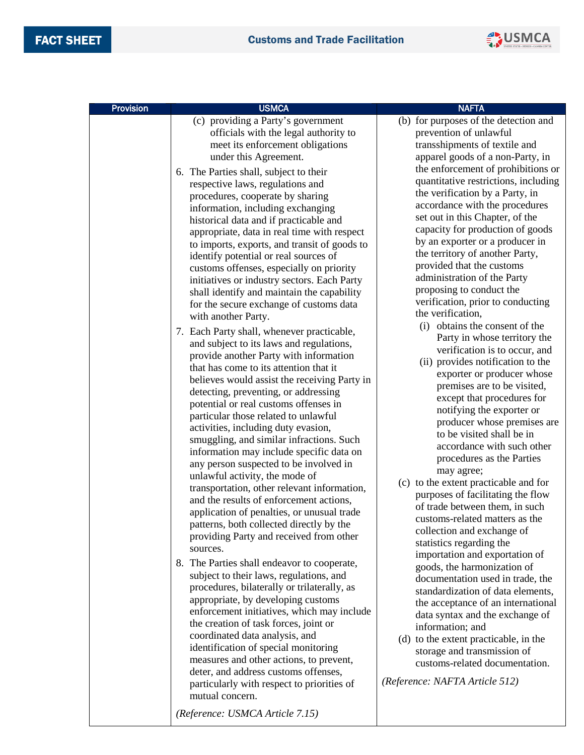| Provision | USMCA | NAFTA |
|---|---|---|
| | (c) providing a Party's government officials with the legal authority to meet its enforcement obligations under this Agreement.<br><br>6. The Parties shall, subject to their respective laws, regulations and procedures, cooperate by sharing information, including exchanging historical data and if practicable and appropriate, data in real time with respect to imports, exports, and transit of goods to identify potential or real sources of customs offenses, especially on priority initiatives or industry sectors. Each Party shall identify and maintain the capability for the secure exchange of customs data with another Party.<br><br>7. Each Party shall, whenever practicable, and subject to its laws and regulations, provide another Party with information that has come to its attention that it believes would assist the receiving Party in detecting, preventing, or addressing potential or real customs offenses in particular those related to unlawful activities, including duty evasion, smuggling, and similar infractions. Such information may include specific data on any person suspected to be involved in unlawful activity, the mode of transportation, other relevant information, and the results of enforcement actions, application of penalties, or unusual trade patterns, both collected directly by the providing Party and received from other sources.<br><br>8. The Parties shall endeavor to cooperate, subject to their laws, regulations, and procedures, bilaterally or trilaterally, as appropriate, by developing customs enforcement initiatives, which may include the creation of task forces, joint or coordinated data analysis, and identification of special monitoring measures and other actions, to prevent, deter, and address customs offenses, particularly with respect to priorities of mutual concern.<br><br>*(Reference: USMCA Article 7.15)* | (b) for purposes of the detection and prevention of unlawful transshipments of textile and apparel goods of a non-Party, in the enforcement of prohibitions or quantitative restrictions, including the verification by a Party, in accordance with the procedures set out in this Chapter, of the capacity for production of goods by an exporter or a producer in the territory of another Party, provided that the customs administration of the Party proposing to conduct the verification, prior to conducting the verification,<br>(i) obtains the consent of the Party in whose territory the verification is to occur, and<br>(ii) provides notification to the exporter or producer whose premises are to be visited, except that procedures for notifying the exporter or producer whose premises are to be visited shall be in accordance with such other procedures as the Parties may agree;<br>(c) to the extent practicable and for purposes of facilitating the flow of trade between them, in such customs-related matters as the collection and exchange of statistics regarding the importation and exportation of goods, the harmonization of documentation used in trade, the standardization of data elements, the acceptance of an international data syntax and the exchange of information; and<br>(d) to the extent practicable, in the storage and transmission of customs-related documentation.<br><br>*(Reference: NAFTA Article 512)* |